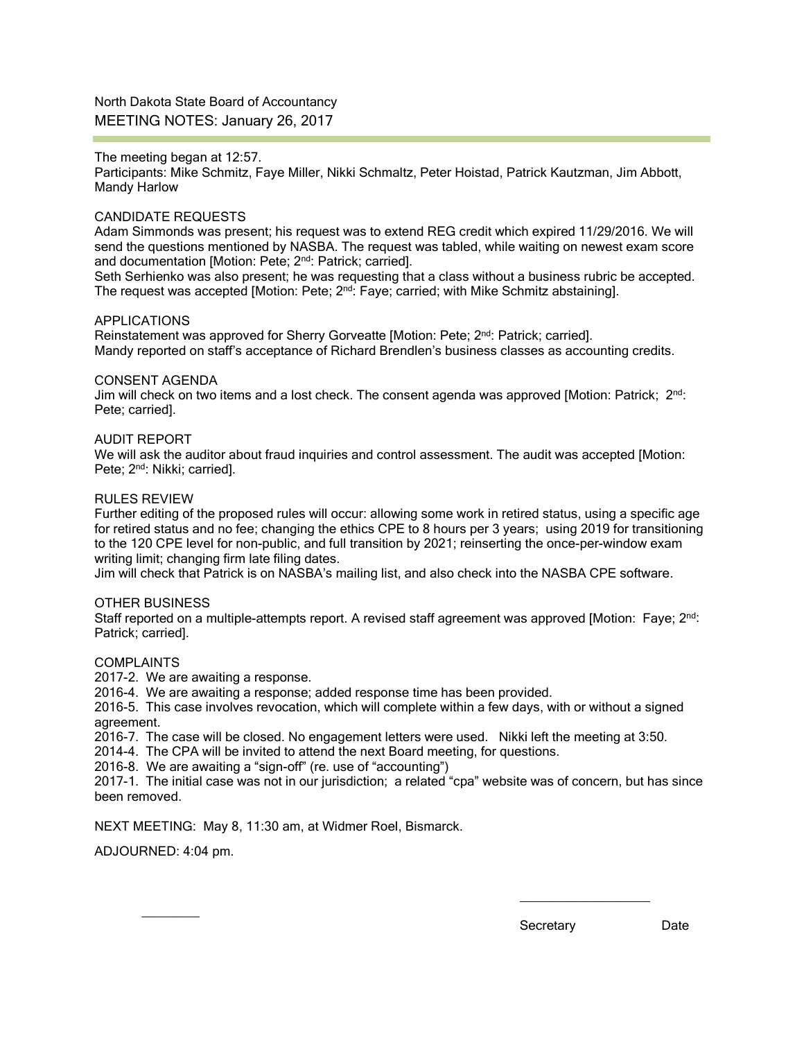North Dakota State Board of Accountancy

# MEETING NOTES: January 26, 2017

The meeting began at 12:57.
Participants: Mike Schmitz, Faye Miller, Nikki Schmaltz, Peter Hoistad, Patrick Kautzman, Jim Abbott, Mandy Harlow

## CANDIDATE REQUESTS

Adam Simmonds was present; his request was to extend REG credit which expired 11/29/2016. We will send the questions mentioned by NASBA. The request was tabled, while waiting on newest exam score and documentation [Motion: Pete; 2nd: Patrick; carried].

Seth Serhienko was also present; he was requesting that a class without a business rubric be accepted. The request was accepted [Motion: Pete; 2nd: Faye; carried; with Mike Schmitz abstaining].

## APPLICATIONS

Reinstatement was approved for Sherry Gorveatte [Motion: Pete; 2nd: Patrick; carried].
Mandy reported on staff's acceptance of Richard Brendlen's business classes as accounting credits.

## CONSENT AGENDA

Jim will check on two items and a lost check. The consent agenda was approved [Motion: Patrick; 2nd: Pete; carried].

## AUDIT REPORT

We will ask the auditor about fraud inquiries and control assessment. The audit was accepted [Motion: Pete; 2nd: Nikki; carried].

## RULES REVIEW

Further editing of the proposed rules will occur: allowing some work in retired status, using a specific age for retired status and no fee; changing the ethics CPE to 8 hours per 3 years; using 2019 for transitioning to the 120 CPE level for non-public, and full transition by 2021; reinserting the once-per-window exam writing limit; changing firm late filing dates.

Jim will check that Patrick is on NASBA's mailing list, and also check into the NASBA CPE software.

## OTHER BUSINESS

Staff reported on a multiple-attempts report. A revised staff agreement was approved [Motion: Faye; 2nd: Patrick; carried].

## COMPLAINTS

2017-2. We are awaiting a response.
2016-4. We are awaiting a response; added response time has been provided.
2016-5. This case involves revocation, which will complete within a few days, with or without a signed agreement.
2016-7. The case will be closed. No engagement letters were used. Nikki left the meeting at 3:50.
2014-4. The CPA will be invited to attend the next Board meeting, for questions.
2016-8. We are awaiting a "sign-off" (re. use of "accounting")
2017-1. The initial case was not in our jurisdiction; a related "cpa" website was of concern, but has since been removed.

NEXT MEETING: May 8, 11:30 am, at Widmer Roel, Bismarck.

ADJOURNED: 4:04 pm.

Secretary Date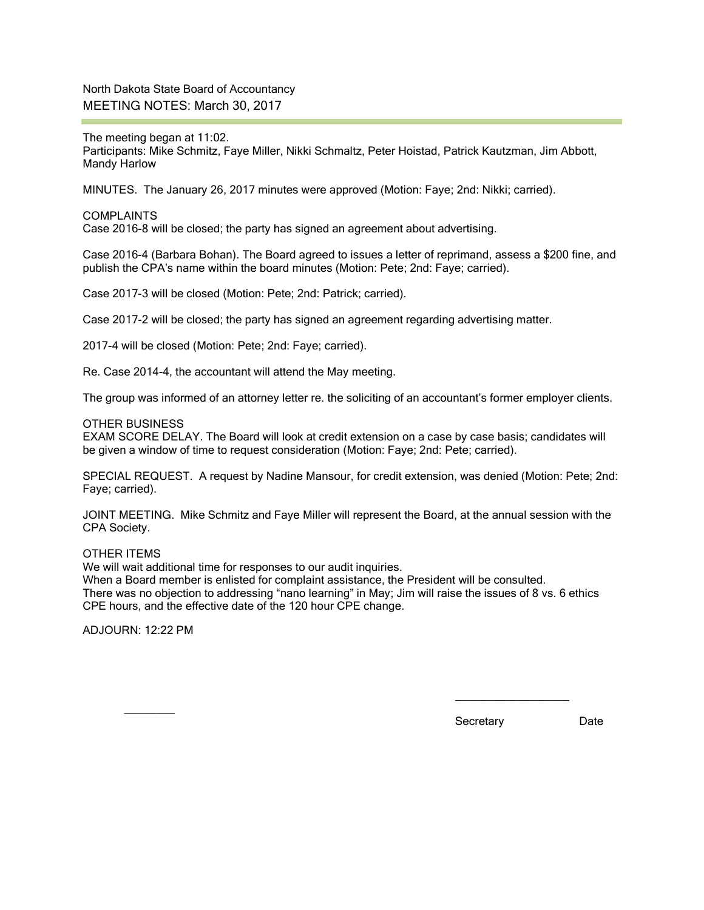North Dakota State Board of Accountancy

## MEETING NOTES: March 30, 2017

The meeting began at 11:02.
Participants: Mike Schmitz, Faye Miller, Nikki Schmaltz, Peter Hoistad, Patrick Kautzman, Jim Abbott, Mandy Harlow

MINUTES. The January 26, 2017 minutes were approved (Motion: Faye; 2nd: Nikki; carried).

COMPLAINTS
Case 2016-8 will be closed; the party has signed an agreement about advertising.

Case 2016-4 (Barbara Bohan). The Board agreed to issues a letter of reprimand, assess a $200 fine, and publish the CPA's name within the board minutes (Motion: Pete; 2nd: Faye; carried).

Case 2017-3 will be closed (Motion: Pete; 2nd: Patrick; carried).

Case 2017-2 will be closed; the party has signed an agreement regarding advertising matter.

2017-4 will be closed (Motion: Pete; 2nd: Faye; carried).

Re. Case 2014-4, the accountant will attend the May meeting.

The group was informed of an attorney letter re. the soliciting of an accountant's former employer clients.

OTHER BUSINESS
EXAM SCORE DELAY. The Board will look at credit extension on a case by case basis; candidates will be given a window of time to request consideration (Motion: Faye; 2nd: Pete; carried).

SPECIAL REQUEST. A request by Nadine Mansour, for credit extension, was denied (Motion: Pete; 2nd: Faye; carried).

JOINT MEETING. Mike Schmitz and Faye Miller will represent the Board, at the annual session with the CPA Society.

OTHER ITEMS
We will wait additional time for responses to our audit inquiries.
When a Board member is enlisted for complaint assistance, the President will be consulted.
There was no objection to addressing "nano learning" in May; Jim will raise the issues of 8 vs. 6 ethics CPE hours, and the effective date of the 120 hour CPE change.

ADJOURN: 12:22 PM

Secretary Date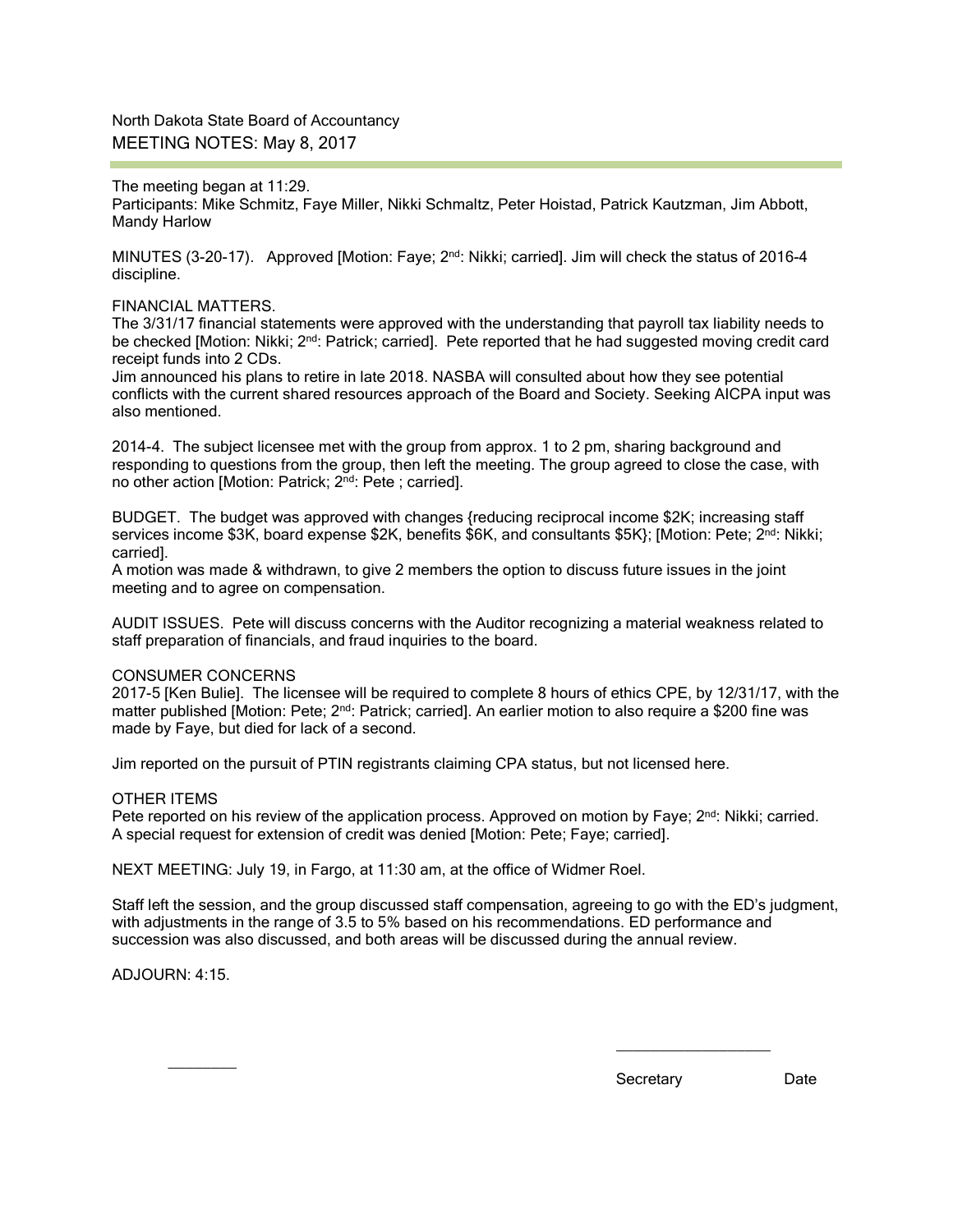North Dakota State Board of Accountancy

## MEETING NOTES: May 8, 2017

The meeting began at 11:29.
Participants: Mike Schmitz, Faye Miller, Nikki Schmaltz, Peter Hoistad, Patrick Kautzman, Jim Abbott, Mandy Harlow

MINUTES (3-20-17). Approved [Motion: Faye; 2nd: Nikki; carried]. Jim will check the status of 2016-4 discipline.

FINANCIAL MATTERS.
The 3/31/17 financial statements were approved with the understanding that payroll tax liability needs to be checked [Motion: Nikki; 2nd: Patrick; carried]. Pete reported that he had suggested moving credit card receipt funds into 2 CDs.
Jim announced his plans to retire in late 2018. NASBA will consulted about how they see potential conflicts with the current shared resources approach of the Board and Society. Seeking AICPA input was also mentioned.

2014-4. The subject licensee met with the group from approx. 1 to 2 pm, sharing background and responding to questions from the group, then left the meeting. The group agreed to close the case, with no other action [Motion: Patrick; 2nd: Pete ; carried].

BUDGET. The budget was approved with changes {reducing reciprocal income $2K; increasing staff services income $3K, board expense $2K, benefits $6K, and consultants $5K}; [Motion: Pete; 2nd: Nikki; carried].
A motion was made & withdrawn, to give 2 members the option to discuss future issues in the joint meeting and to agree on compensation.

AUDIT ISSUES. Pete will discuss concerns with the Auditor recognizing a material weakness related to staff preparation of financials, and fraud inquiries to the board.

CONSUMER CONCERNS
2017-5 [Ken Bulie]. The licensee will be required to complete 8 hours of ethics CPE, by 12/31/17, with the matter published [Motion: Pete; 2nd: Patrick; carried]. An earlier motion to also require a $200 fine was made by Faye, but died for lack of a second.

Jim reported on the pursuit of PTIN registrants claiming CPA status, but not licensed here.

OTHER ITEMS
Pete reported on his review of the application process. Approved on motion by Faye; 2nd: Nikki; carried.
A special request for extension of credit was denied [Motion: Pete; Faye; carried].

NEXT MEETING: July 19, in Fargo, at 11:30 am, at the office of Widmer Roel.

Staff left the session, and the group discussed staff compensation, agreeing to go with the ED's judgment, with adjustments in the range of 3.5 to 5% based on his recommendations. ED performance and succession was also discussed, and both areas will be discussed during the annual review.

ADJOURN: 4:15.

Secretary Date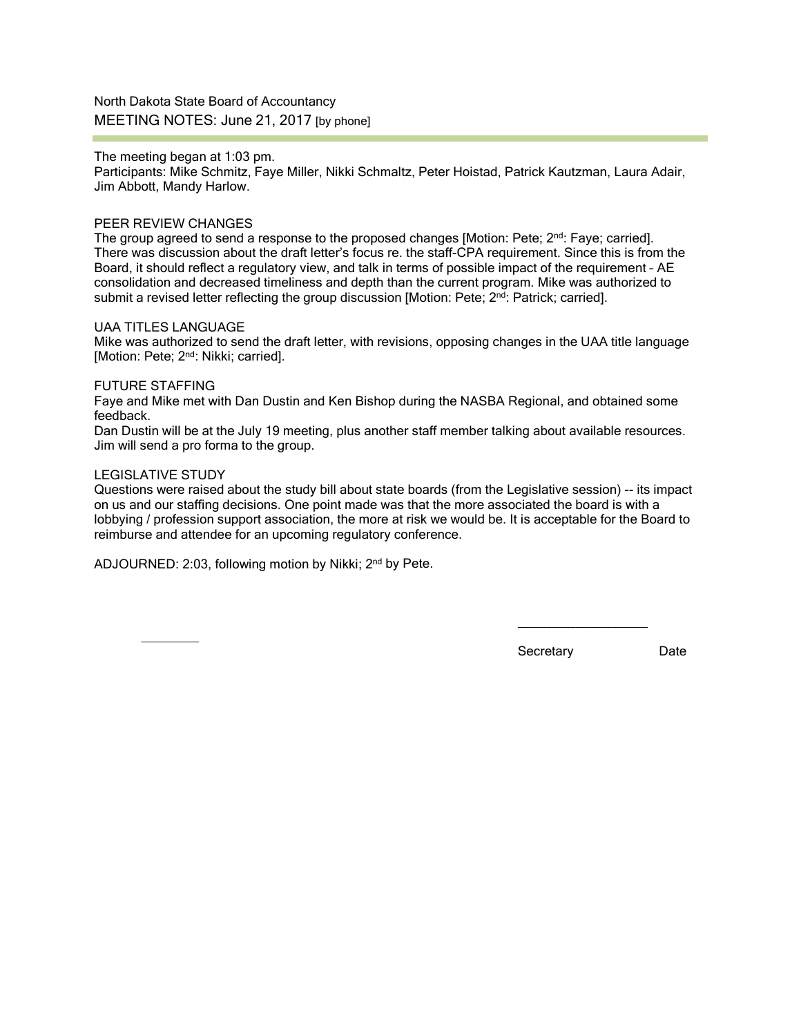North Dakota State Board of Accountancy

MEETING NOTES: June 21, 2017 [by phone]

The meeting began at 1:03 pm.
Participants: Mike Schmitz, Faye Miller, Nikki Schmaltz, Peter Hoistad, Patrick Kautzman, Laura Adair, Jim Abbott, Mandy Harlow.

PEER REVIEW CHANGES

The group agreed to send a response to the proposed changes [Motion: Pete; 2nd: Faye; carried]. There was discussion about the draft letter's focus re. the staff-CPA requirement. Since this is from the Board, it should reflect a regulatory view, and talk in terms of possible impact of the requirement – AE consolidation and decreased timeliness and depth than the current program. Mike was authorized to submit a revised letter reflecting the group discussion [Motion: Pete; 2nd: Patrick; carried].

UAA TITLES LANGUAGE

Mike was authorized to send the draft letter, with revisions, opposing changes in the UAA title language [Motion: Pete; 2nd: Nikki; carried].

FUTURE STAFFING

Faye and Mike met with Dan Dustin and Ken Bishop during the NASBA Regional, and obtained some feedback.

Dan Dustin will be at the July 19 meeting, plus another staff member talking about available resources. Jim will send a pro forma to the group.

LEGISLATIVE STUDY

Questions were raised about the study bill about state boards (from the Legislative session) -- its impact on us and our staffing decisions. One point made was that the more associated the board is with a lobbying / profession support association, the more at risk we would be. It is acceptable for the Board to reimburse and attendee for an upcoming regulatory conference.

ADJOURNED: 2:03, following motion by Nikki; 2nd by Pete.

Secretary Date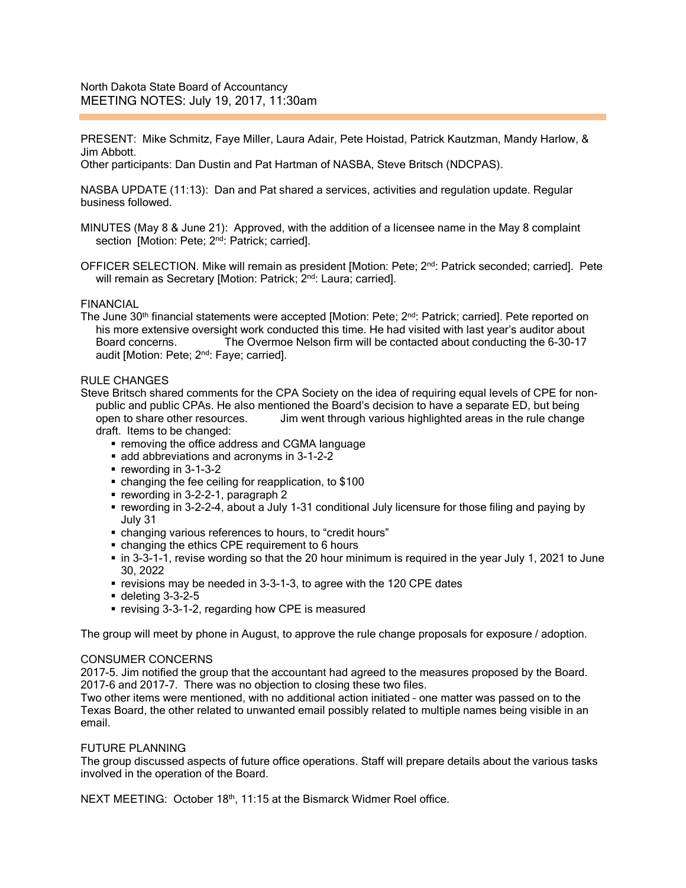North Dakota State Board of Accountancy
MEETING NOTES: July 19, 2017, 11:30am

PRESENT: Mike Schmitz, Faye Miller, Laura Adair, Pete Hoistad, Patrick Kautzman, Mandy Harlow, & Jim Abbott.
Other participants: Dan Dustin and Pat Hartman of NASBA, Steve Britsch (NDCPAS).

NASBA UPDATE (11:13): Dan and Pat shared a services, activities and regulation update. Regular business followed.

MINUTES (May 8 & June 21): Approved, with the addition of a licensee name in the May 8 complaint section [Motion: Pete; 2nd: Patrick; carried].

OFFICER SELECTION. Mike will remain as president [Motion: Pete; 2nd: Patrick seconded; carried]. Pete will remain as Secretary [Motion: Patrick; 2nd: Laura; carried].

FINANCIAL

The June 30th financial statements were accepted [Motion: Pete; 2nd: Patrick; carried]. Pete reported on his more extensive oversight work conducted this time. He had visited with last year's auditor about Board concerns. The Overmoe Nelson firm will be contacted about conducting the 6-30-17 audit [Motion: Pete; 2nd: Faye; carried].

RULE CHANGES

Steve Britsch shared comments for the CPA Society on the idea of requiring equal levels of CPE for non-public and public CPAs. He also mentioned the Board's decision to have a separate ED, but being open to share other resources. Jim went through various highlighted areas in the rule change draft. Items to be changed:

- removing the office address and CGMA language
- add abbreviations and acronyms in 3-1-2-2
- rewording in 3-1-3-2
- changing the fee ceiling for reapplication, to $100
- rewording in 3-2-2-1, paragraph 2
- rewording in 3-2-2-4, about a July 1-31 conditional July licensure for those filing and paying by July 31
- changing various references to hours, to "credit hours"
- changing the ethics CPE requirement to 6 hours
- in 3-3-1-1, revise wording so that the 20 hour minimum is required in the year July 1, 2021 to June 30, 2022
- revisions may be needed in 3-3-1-3, to agree with the 120 CPE dates
- deleting 3-3-2-5
- revising 3-3-1-2, regarding how CPE is measured

The group will meet by phone in August, to approve the rule change proposals for exposure / adoption.

CONSUMER CONCERNS

2017-5. Jim notified the group that the accountant had agreed to the measures proposed by the Board.
2017-6 and 2017-7. There was no objection to closing these two files.
Two other items were mentioned, with no additional action initiated – one matter was passed on to the Texas Board, the other related to unwanted email possibly related to multiple names being visible in an email.

FUTURE PLANNING

The group discussed aspects of future office operations. Staff will prepare details about the various tasks involved in the operation of the Board.

NEXT MEETING: October 18th, 11:15 at the Bismarck Widmer Roel office.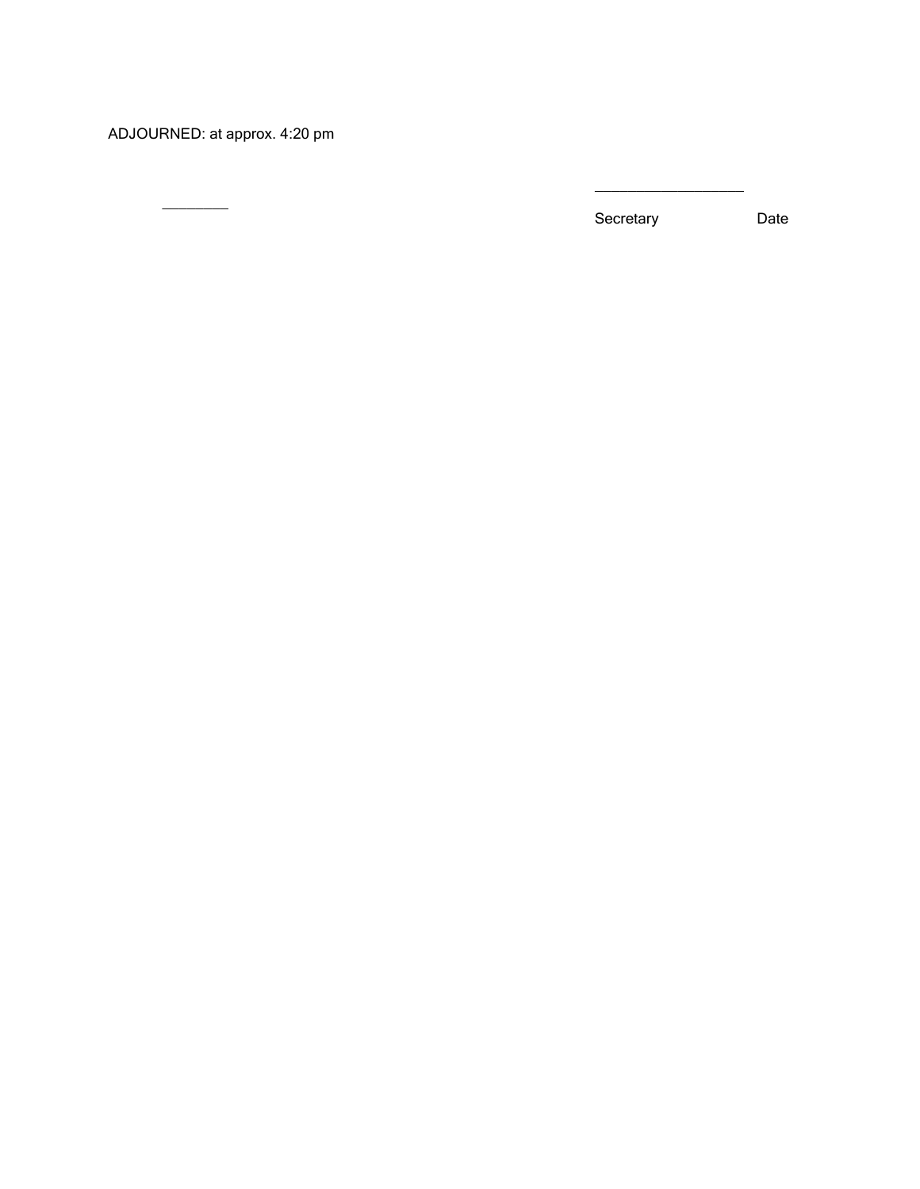ADJOURNED: at approx. 4:20 pm

________ &nbsp;&nbsp;&nbsp;&nbsp;&nbsp;&nbsp;&nbsp;&nbsp;&nbsp;&nbsp;&nbsp;&nbsp;&nbsp;&nbsp;&nbsp;&nbsp;&nbsp;&nbsp;&nbsp;&nbsp;&nbsp;&nbsp;&nbsp;&nbsp;&nbsp;&nbsp;&nbsp;&nbsp;&nbsp;&nbsp;&nbsp;&nbsp;&nbsp;&nbsp;&nbsp;&nbsp;&nbsp;&nbsp;&nbsp;&nbsp; ____________________

Secretary &nbsp;&nbsp;&nbsp;&nbsp;&nbsp;&nbsp;&nbsp;&nbsp;&nbsp;&nbsp;&nbsp;&nbsp; Date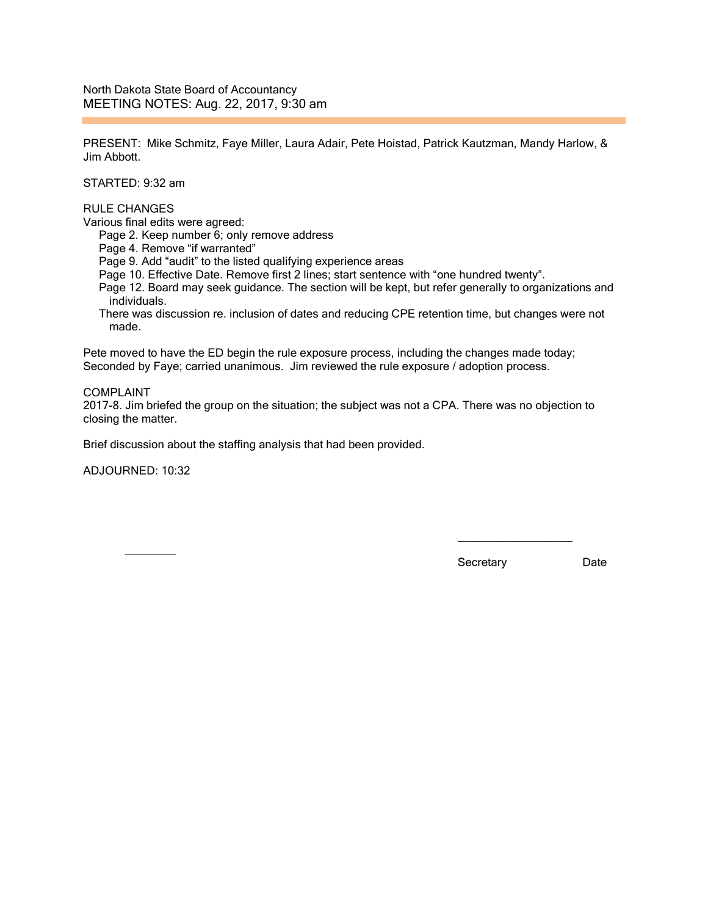North Dakota State Board of Accountancy

# MEETING NOTES: Aug. 22, 2017, 9:30 am

PRESENT: Mike Schmitz, Faye Miller, Laura Adair, Pete Hoistad, Patrick Kautzman, Mandy Harlow, & Jim Abbott.

STARTED: 9:32 am

RULE CHANGES

Various final edits were agreed:

- Page 2. Keep number 6; only remove address
- Page 4. Remove "if warranted"
- Page 9. Add "audit" to the listed qualifying experience areas
- Page 10. Effective Date. Remove first 2 lines; start sentence with "one hundred twenty".
- Page 12. Board may seek guidance. The section will be kept, but refer generally to organizations and individuals.
- There was discussion re. inclusion of dates and reducing CPE retention time, but changes were not made.

Pete moved to have the ED begin the rule exposure process, including the changes made today; Seconded by Faye; carried unanimous. Jim reviewed the rule exposure / adoption process.

COMPLAINT

2017-8. Jim briefed the group on the situation; the subject was not a CPA. There was no objection to closing the matter.

Brief discussion about the staffing analysis that had been provided.

ADJOURNED: 10:32

Secretary Date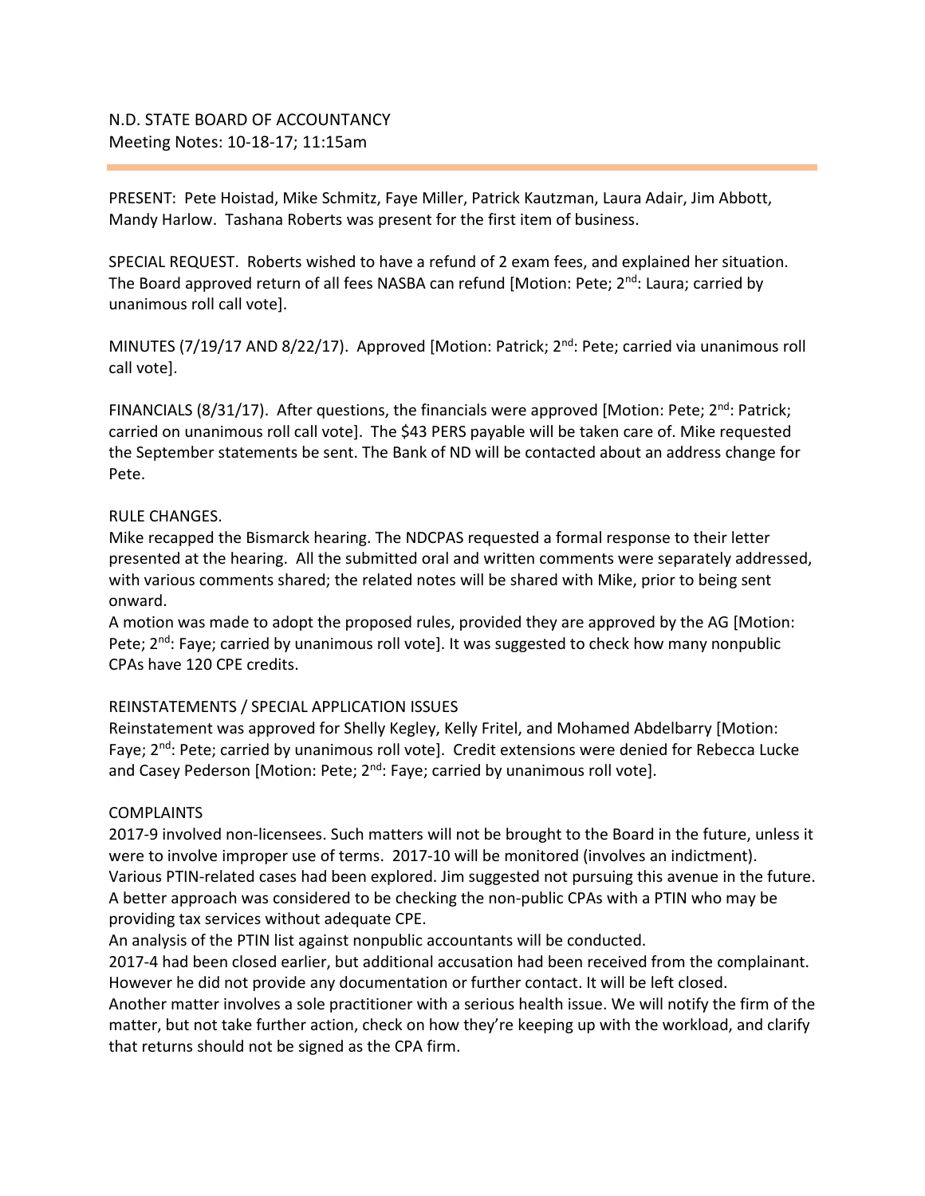N.D. STATE BOARD OF ACCOUNTANCY
Meeting Notes: 10-18-17; 11:15am

PRESENT: Pete Hoistad, Mike Schmitz, Faye Miller, Patrick Kautzman, Laura Adair, Jim Abbott, Mandy Harlow. Tashana Roberts was present for the first item of business.

SPECIAL REQUEST. Roberts wished to have a refund of 2 exam fees, and explained her situation. The Board approved return of all fees NASBA can refund [Motion: Pete; 2nd: Laura; carried by unanimous roll call vote].

MINUTES (7/19/17 AND 8/22/17). Approved [Motion: Patrick; 2nd: Pete; carried via unanimous roll call vote].

FINANCIALS (8/31/17). After questions, the financials were approved [Motion: Pete; 2nd: Patrick; carried on unanimous roll call vote]. The $43 PERS payable will be taken care of. Mike requested the September statements be sent. The Bank of ND will be contacted about an address change for Pete.

RULE CHANGES.

Mike recapped the Bismarck hearing. The NDCPAS requested a formal response to their letter presented at the hearing. All the submitted oral and written comments were separately addressed, with various comments shared; the related notes will be shared with Mike, prior to being sent onward.

A motion was made to adopt the proposed rules, provided they are approved by the AG [Motion: Pete; 2nd: Faye; carried by unanimous roll vote]. It was suggested to check how many nonpublic CPAs have 120 CPE credits.

REINSTATEMENTS / SPECIAL APPLICATION ISSUES

Reinstatement was approved for Shelly Kegley, Kelly Fritel, and Mohamed Abdelbarry [Motion: Faye; 2nd: Pete; carried by unanimous roll vote]. Credit extensions were denied for Rebecca Lucke and Casey Pederson [Motion: Pete; 2nd: Faye; carried by unanimous roll vote].

COMPLAINTS

2017-9 involved non-licensees. Such matters will not be brought to the Board in the future, unless it were to involve improper use of terms. 2017-10 will be monitored (involves an indictment).

Various PTIN-related cases had been explored. Jim suggested not pursuing this avenue in the future. A better approach was considered to be checking the non-public CPAs with a PTIN who may be providing tax services without adequate CPE.

An analysis of the PTIN list against nonpublic accountants will be conducted.

2017-4 had been closed earlier, but additional accusation had been received from the complainant. However he did not provide any documentation or further contact. It will be left closed.

Another matter involves a sole practitioner with a serious health issue. We will notify the firm of the matter, but not take further action, check on how they're keeping up with the workload, and clarify that returns should not be signed as the CPA firm.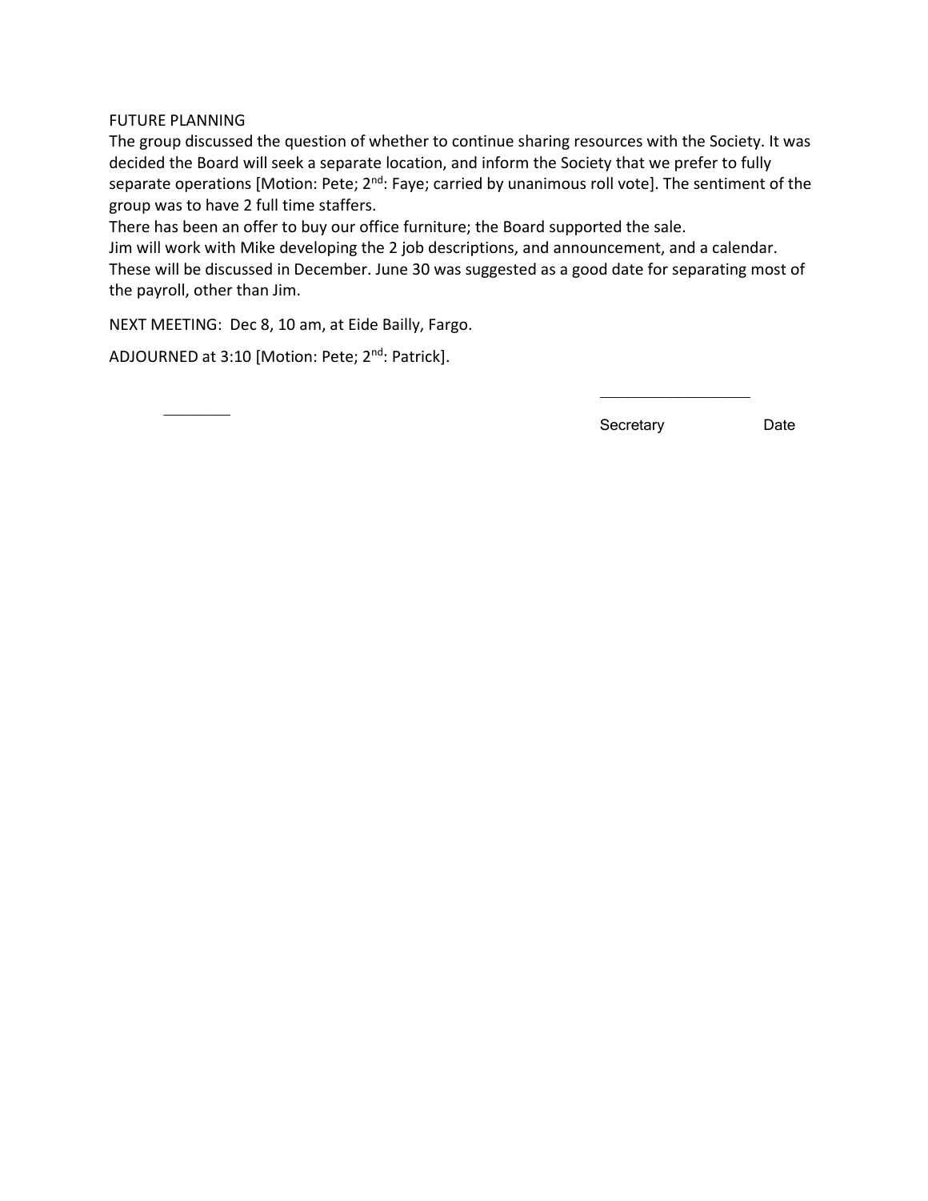FUTURE PLANNING

The group discussed the question of whether to continue sharing resources with the Society. It was decided the Board will seek a separate location, and inform the Society that we prefer to fully separate operations [Motion: Pete; 2nd: Faye; carried by unanimous roll vote]. The sentiment of the group was to have 2 full time staffers.

There has been an offer to buy our office furniture; the Board supported the sale.

Jim will work with Mike developing the 2 job descriptions, and announcement, and a calendar. These will be discussed in December. June 30 was suggested as a good date for separating most of the payroll, other than Jim.

NEXT MEETING: Dec 8, 10 am, at Eide Bailly, Fargo.

ADJOURNED at 3:10 [Motion: Pete; 2nd: Patrick].

\_\_\_\_\_\_\_\_\_\_\_\_\_\_\_\_\_\_\_\_

Secretary Date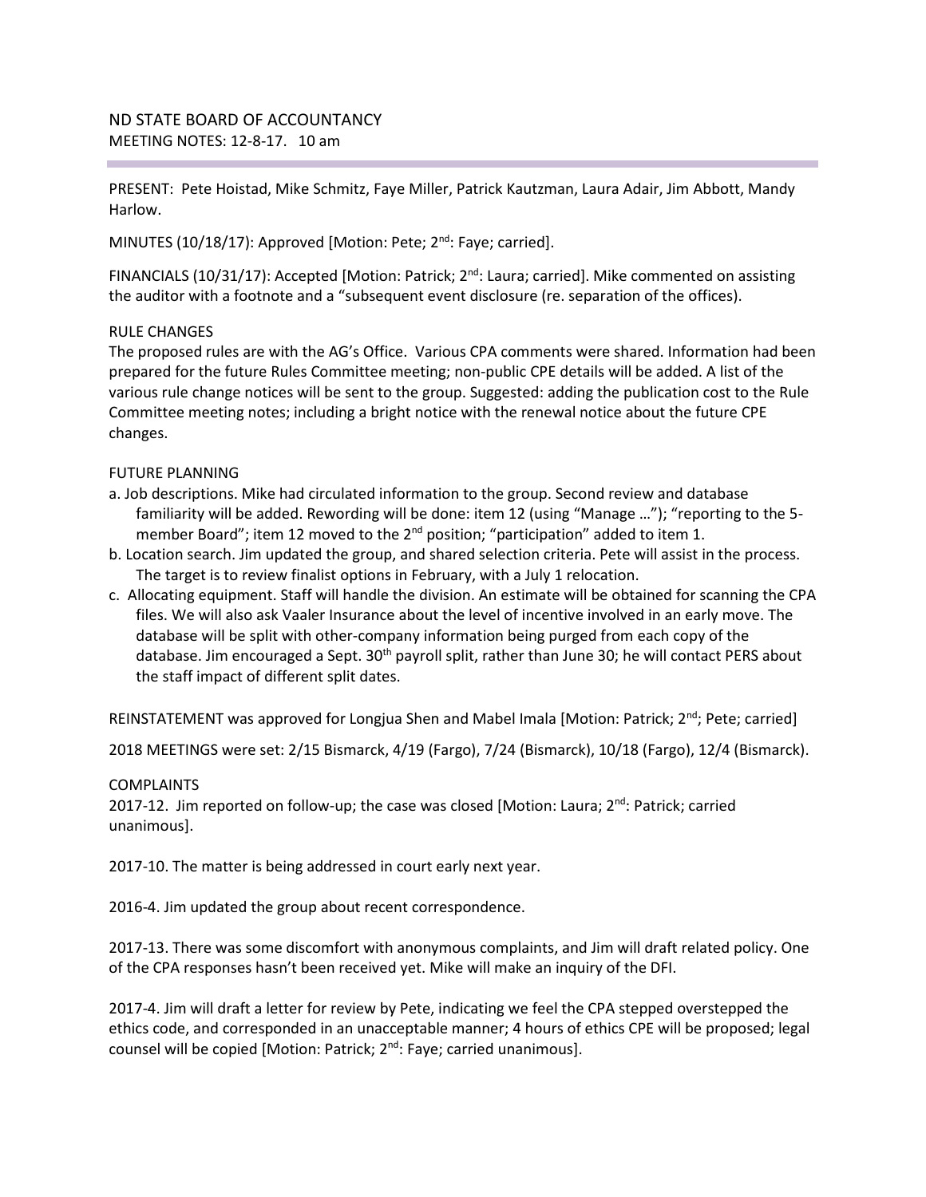ND STATE BOARD OF ACCOUNTANCY
MEETING NOTES: 12-8-17. 10 am

PRESENT: Pete Hoistad, Mike Schmitz, Faye Miller, Patrick Kautzman, Laura Adair, Jim Abbott, Mandy Harlow.

MINUTES (10/18/17): Approved [Motion: Pete; 2nd: Faye; carried].

FINANCIALS (10/31/17): Accepted [Motion: Patrick; 2nd: Laura; carried]. Mike commented on assisting the auditor with a footnote and a "subsequent event disclosure (re. separation of the offices).

RULE CHANGES
The proposed rules are with the AG's Office. Various CPA comments were shared. Information had been prepared for the future Rules Committee meeting; non-public CPE details will be added. A list of the various rule change notices will be sent to the group. Suggested: adding the publication cost to the Rule Committee meeting notes; including a bright notice with the renewal notice about the future CPE changes.

FUTURE PLANNING

a. Job descriptions. Mike had circulated information to the group. Second review and database familiarity will be added. Rewording will be done: item 12 (using "Manage …"); "reporting to the 5-member Board"; item 12 moved to the 2nd position; "participation" added to item 1.
b. Location search. Jim updated the group, and shared selection criteria. Pete will assist in the process. The target is to review finalist options in February, with a July 1 relocation.
c. Allocating equipment. Staff will handle the division. An estimate will be obtained for scanning the CPA files. We will also ask Vaaler Insurance about the level of incentive involved in an early move. The database will be split with other-company information being purged from each copy of the database. Jim encouraged a Sept. 30th payroll split, rather than June 30; he will contact PERS about the staff impact of different split dates.

REINSTATEMENT was approved for Longjua Shen and Mabel Imala [Motion: Patrick; 2nd; Pete; carried]

2018 MEETINGS were set: 2/15 Bismarck, 4/19 (Fargo), 7/24 (Bismarck), 10/18 (Fargo), 12/4 (Bismarck).

COMPLAINTS

2017-12. Jim reported on follow-up; the case was closed [Motion: Laura; 2nd: Patrick; carried unanimous].

2017-10. The matter is being addressed in court early next year.

2016-4. Jim updated the group about recent correspondence.

2017-13. There was some discomfort with anonymous complaints, and Jim will draft related policy. One of the CPA responses hasn't been received yet. Mike will make an inquiry of the DFI.

2017-4. Jim will draft a letter for review by Pete, indicating we feel the CPA stepped overstepped the ethics code, and corresponded in an unacceptable manner; 4 hours of ethics CPE will be proposed; legal counsel will be copied [Motion: Patrick; 2nd: Faye; carried unanimous].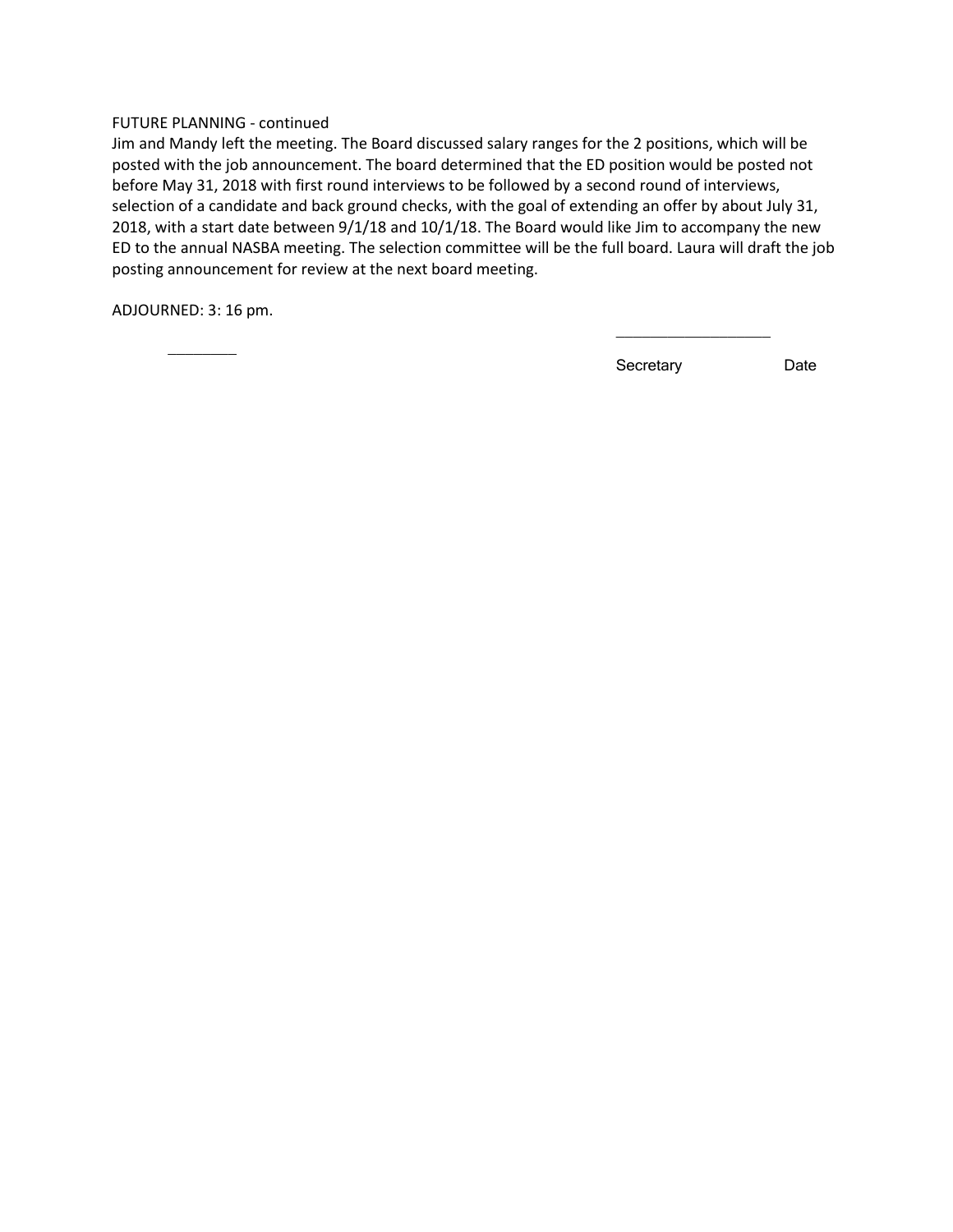FUTURE PLANNING - continued

Jim and Mandy left the meeting. The Board discussed salary ranges for the 2 positions, which will be posted with the job announcement. The board determined that the ED position would be posted not before May 31, 2018 with first round interviews to be followed by a second round of interviews, selection of a candidate and back ground checks, with the goal of extending an offer by about July 31, 2018, with a start date between 9/1/18 and 10/1/18. The Board would like Jim to accompany the new ED to the annual NASBA meeting. The selection committee will be the full board. Laura will draft the job posting announcement for review at the next board meeting.

ADJOURNED: 3: 16 pm.

Secretary Date